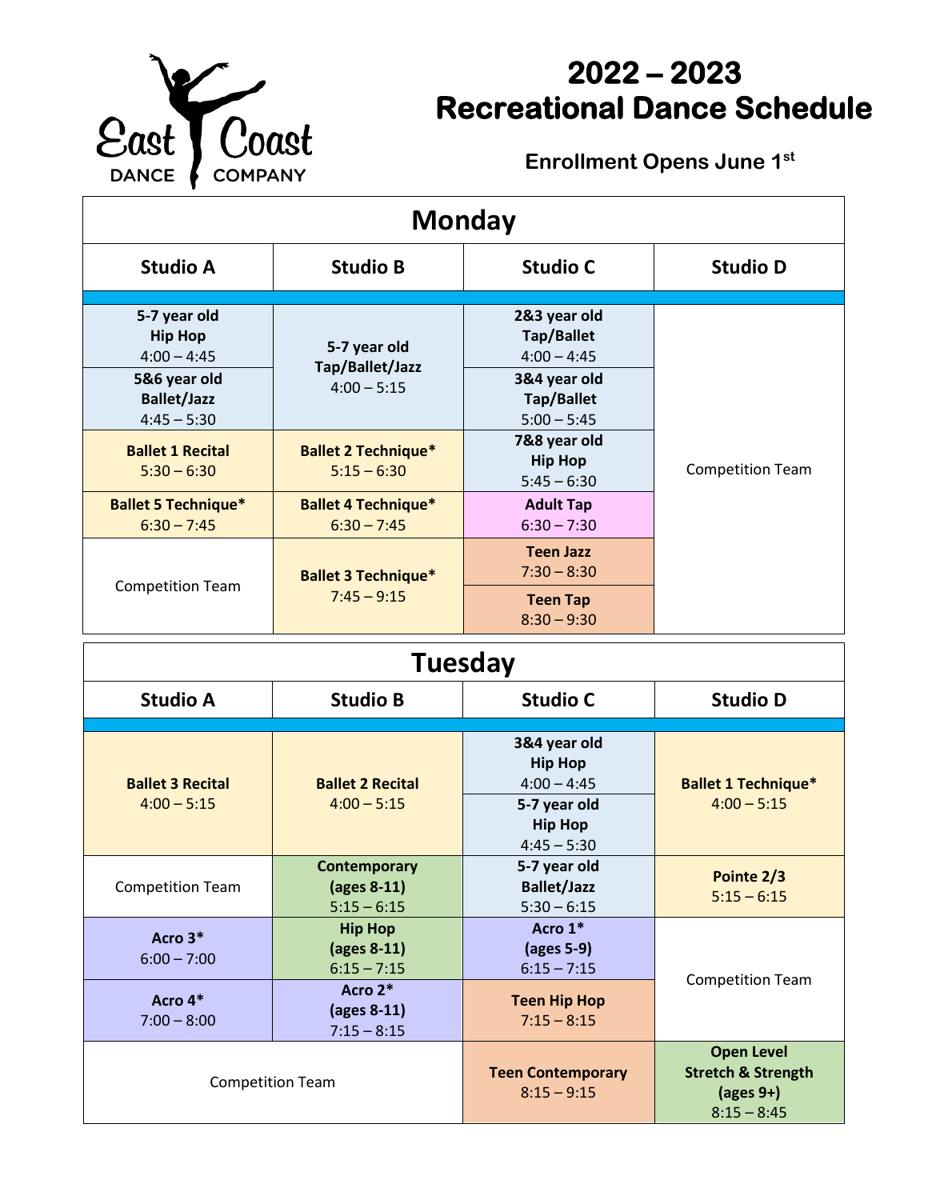East Coast DANCE COMPANY

# 2022 – 2023 Recreational Dance Schedule

**Enrollment Opens June 1st**

## Monday

| Studio A | Studio B | Studio C | Studio D |
|---|---|---|---|
| **5-7 year old Hip Hop** 4:00 – 4:45 | **5-7 year old Tap/Ballet/Jazz** 4:00 – 5:15 | **2&3 year old Tap/Ballet** 4:00 – 4:45 | Competition Team |
| **5&6 year old Ballet/Jazz** 4:45 – 5:30 | | **3&4 year old Tap/Ballet** 5:00 – 5:45 | |
| **Ballet 1 Recital** 5:30 – 6:30 | **Ballet 2 Technique*** 5:15 – 6:30 | **7&8 year old Hip Hop** 5:45 – 6:30 | |
| **Ballet 5 Technique*** 6:30 – 7:45 | **Ballet 4 Technique*** 6:30 – 7:45 | **Adult Tap** 6:30 – 7:30 | |
| Competition Team | **Ballet 3 Technique*** 7:45 – 9:15 | **Teen Jazz** 7:30 – 8:30 | |
| | | **Teen Tap** 8:30 – 9:30 | |

## Tuesday

| Studio A | Studio B | Studio C | Studio D |
|---|---|---|---|
| **Ballet 3 Recital** 4:00 – 5:15 | **Ballet 2 Recital** 4:00 – 5:15 | **3&4 year old Hip Hop** 4:00 – 4:45 | **Ballet 1 Technique*** 4:00 – 5:15 |
| | | **5-7 year old Hip Hop** 4:45 – 5:30 | |
| Competition Team | **Contemporary (ages 8-11)** 5:15 – 6:15 | **5-7 year old Ballet/Jazz** 5:30 – 6:15 | **Pointe 2/3** 5:15 – 6:15 |
| **Acro 3*** 6:00 – 7:00 | **Hip Hop (ages 8-11)** 6:15 – 7:15 | **Acro 1* (ages 5-9)** 6:15 – 7:15 | Competition Team |
| **Acro 4*** 7:00 – 8:00 | **Acro 2* (ages 8-11)** 7:15 – 8:15 | **Teen Hip Hop** 7:15 – 8:15 | |
| Competition Team | | **Teen Contemporary** 8:15 – 9:15 | **Open Level Stretch & Strength (ages 9+)** 8:15 – 8:45 |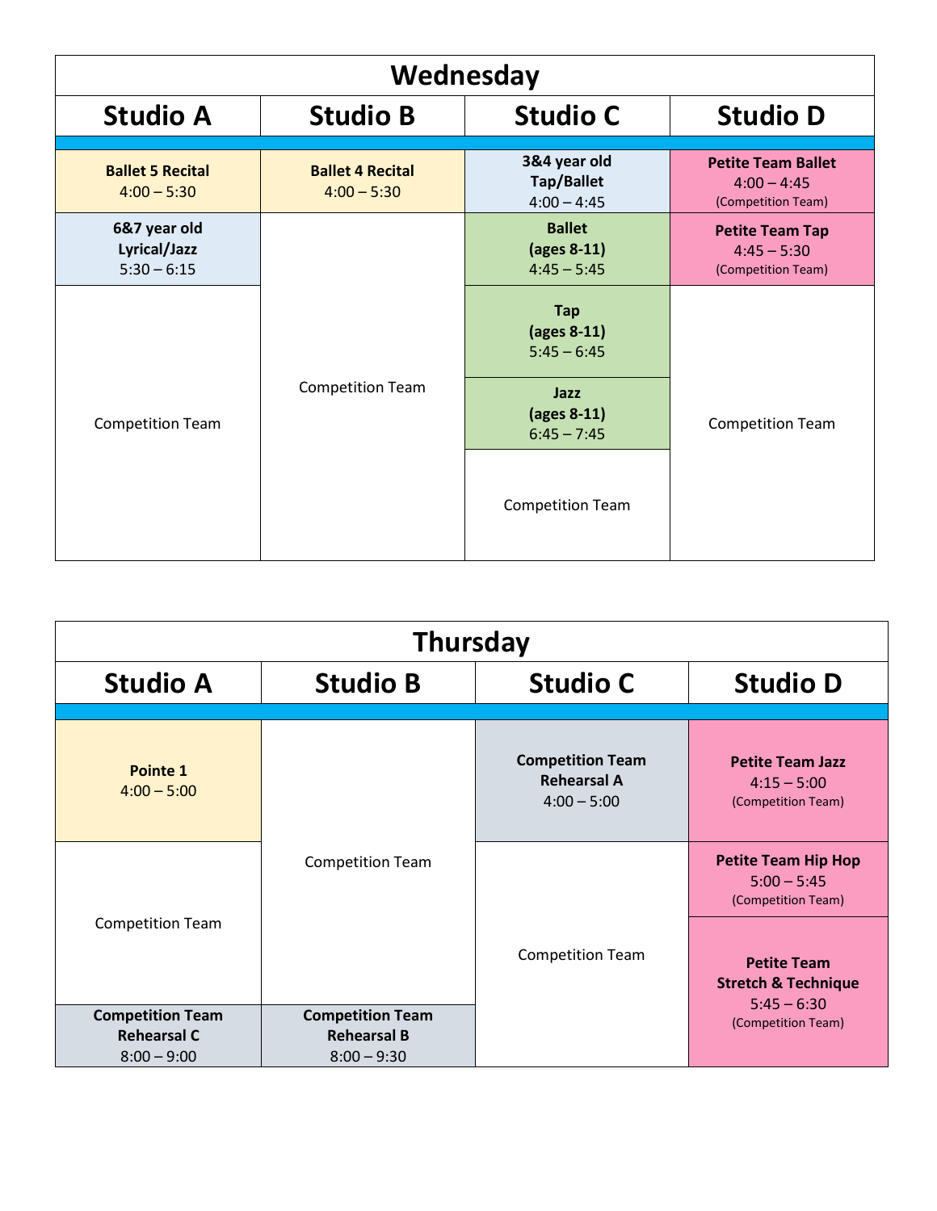## Wednesday

| Studio A | Studio B | Studio C | Studio D |
|---|---|---|---|
| **Ballet 5 Recital** 4:00 – 5:30 | **Ballet 4 Recital** 4:00 – 5:30 | **3&4 year old Tap/Ballet** 4:00 – 4:45 | **Petite Team Ballet** 4:00 – 4:45 (Competition Team) |
| **6&7 year old Lyrical/Jazz** 5:30 – 6:15 | Competition Team | **Ballet (ages 8-11)** 4:45 – 5:45 | **Petite Team Tap** 4:45 – 5:30 (Competition Team) |
| Competition Team | | **Tap (ages 8-11)** 5:45 – 6:45 | Competition Team |
| | | **Jazz (ages 8-11)** 6:45 – 7:45 | |
| | | Competition Team | |

## Thursday

| Studio A | Studio B | Studio C | Studio D |
|---|---|---|---|
| **Pointe 1** 4:00 – 5:00 | Competition Team | **Competition Team Rehearsal A** 4:00 – 5:00 | **Petite Team Jazz** 4:15 – 5:00 (Competition Team) |
| Competition Team | | Competition Team | **Petite Team Hip Hop** 5:00 – 5:45 (Competition Team) |
| | | | **Petite Team Stretch & Technique** 5:45 – 6:30 (Competition Team) |
| **Competition Team Rehearsal C** 8:00 – 9:00 | **Competition Team Rehearsal B** 8:00 – 9:30 | | |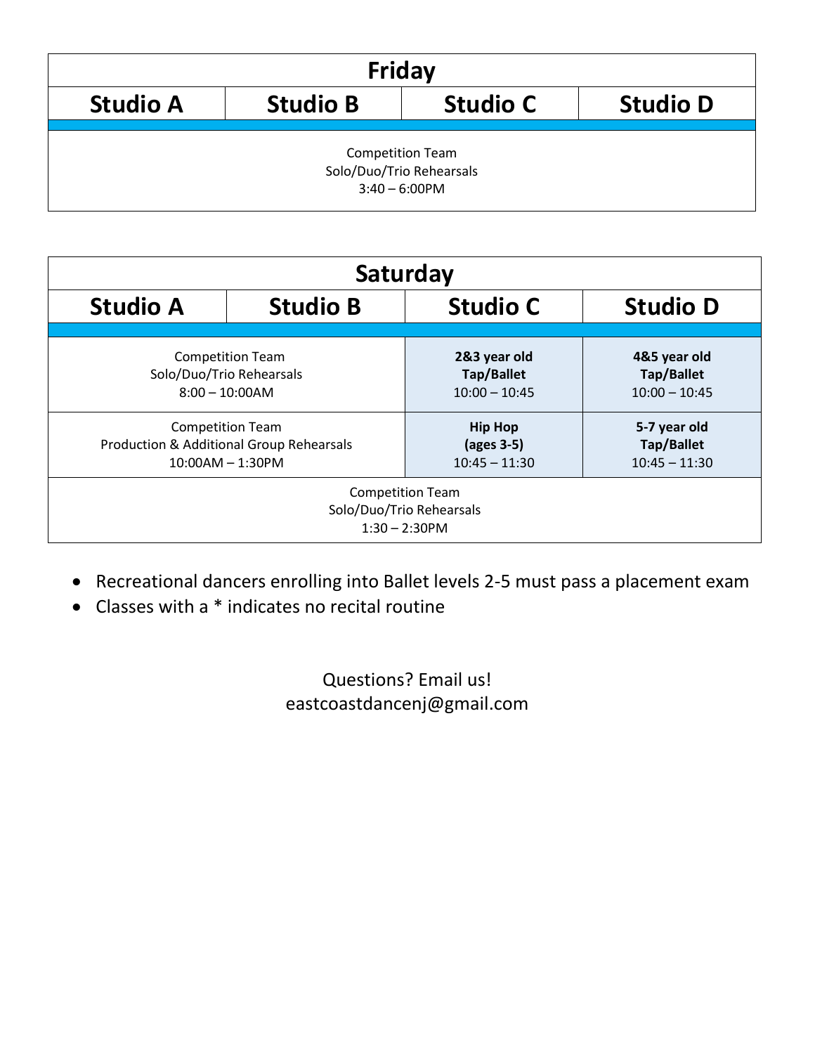| Friday | | | |
|---|---|---|---|
| **Studio A** | **Studio B** | **Studio C** | **Studio D** |
| Competition Team<br>Solo/Duo/Trio Rehearsals<br>3:40 – 6:00PM | | | |

| Saturday | | | |
|---|---|---|---|
| **Studio A** | **Studio B** | **Studio C** | **Studio D** |
| Competition Team<br>Solo/Duo/Trio Rehearsals<br>8:00 – 10:00AM | | **2&3 year old**<br>**Tap/Ballet**<br>10:00 – 10:45 | **4&5 year old**<br>**Tap/Ballet**<br>10:00 – 10:45 |
| Competition Team<br>Production & Additional Group Rehearsals<br>10:00AM – 1:30PM | | **Hip Hop**<br>**(ages 3-5)**<br>10:45 – 11:30 | **5-7 year old**<br>**Tap/Ballet**<br>10:45 – 11:30 |
| Competition Team<br>Solo/Duo/Trio Rehearsals<br>1:30 – 2:30PM | | | |

- Recreational dancers enrolling into Ballet levels 2-5 must pass a placement exam
- Classes with a * indicates no recital routine

Questions? Email us!
eastcoastdancenj@gmail.com